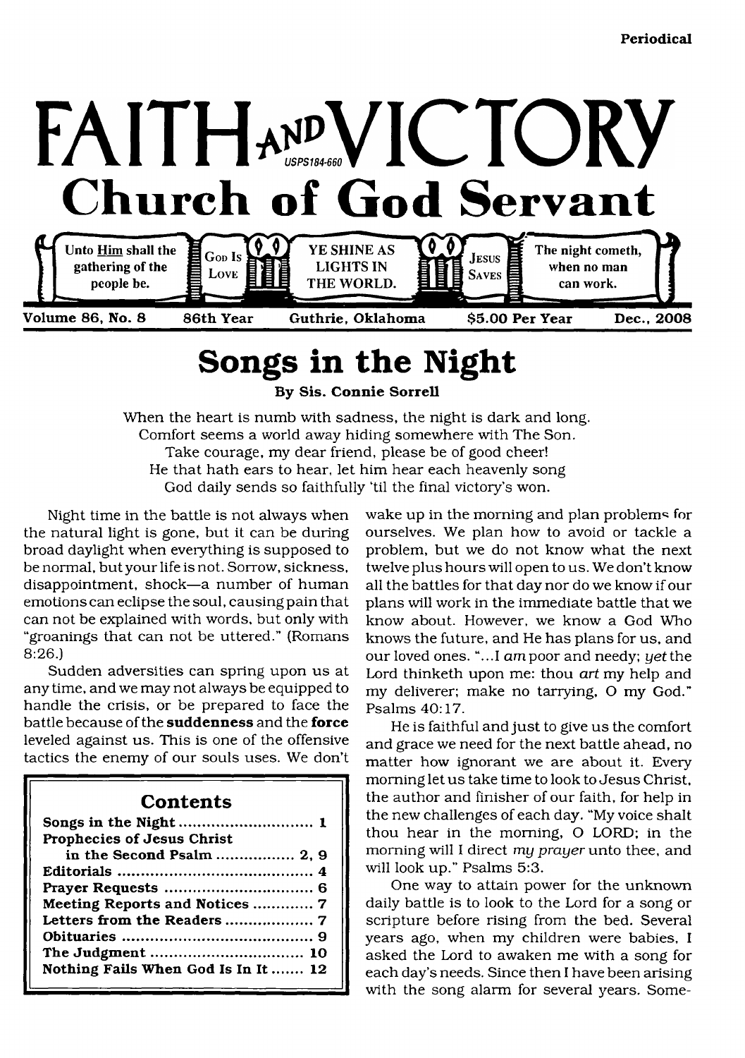Periodical

# FAITH AND VICTORY

USPS184-660

## Church of God Servant

Unto Him shall the gathering of the people be. | GOD IS LOVE | YE SHINE AS LIGHTS IN THE WORLD. | JESUS SAVES | The night cometh, when no man can work.

Volume 86, No. 8 | 86th Year | Guthrie, Oklahoma | $5.00 Per Year | Dec., 2008

# Songs in the Night

**By Sis. Connie Sorrell**

When the heart is numb with sadness, the night is dark and long.
Comfort seems a world away hiding somewhere with The Son.
Take courage, my dear friend, please be of good cheer!
He that hath ears to hear, let him hear each heavenly song
God daily sends so faithfully 'til the final victory's won.

Night time in the battle is not always when the natural light is gone, but it can be during broad daylight when everything is supposed to be normal, but your life is not. Sorrow, sickness, disappointment, shock—a number of human emotions can eclipse the soul, causing pain that can not be explained with words, but only with "groanings that can not be uttered." (Romans 8:26.)

Sudden adversities can spring upon us at any time, and we may not always be equipped to handle the crisis, or be prepared to face the battle because of the **suddenness** and the **force** leveled against us. This is one of the offensive tactics the enemy of our souls uses. We don't wake up in the morning and plan problems for ourselves. We plan how to avoid or tackle a problem, but we do not know what the next twelve plus hours will open to us. We don't know all the battles for that day nor do we know if our plans will work in the immediate battle that we know about. However, we know a God Who knows the future, and He has plans for us, and our loved ones. "...I *am* poor and needy; *yet* the Lord thinketh upon me: thou *art* my help and my deliverer; make no tarrying, O my God." Psalms 40:17.

He is faithful and just to give us the comfort and grace we need for the next battle ahead, no matter how ignorant we are about it. Every morning let us take time to look to Jesus Christ, the author and finisher of our faith, for help in the new challenges of each day. "My voice shalt thou hear in the morning, O LORD; in the morning will I direct *my prayer* unto thee, and will look up." Psalms 5:3.

One way to attain power for the unknown daily battle is to look to the Lord for a song or scripture before rising from the bed. Several years ago, when my children were babies, I asked the Lord to awaken me with a song for each day's needs. Since then I have been arising with the song alarm for several years. Some-

## Contents

| | |
|---|---|
| Songs in the Night | 1 |
| Prophecies of Jesus Christ in the Second Psalm | 2, 9 |
| Editorials | 4 |
| Prayer Requests | 6 |
| Meeting Reports and Notices | 7 |
| Letters from the Readers | 7 |
| Obituaries | 9 |
| The Judgment | 10 |
| Nothing Fails When God Is In It | 12 |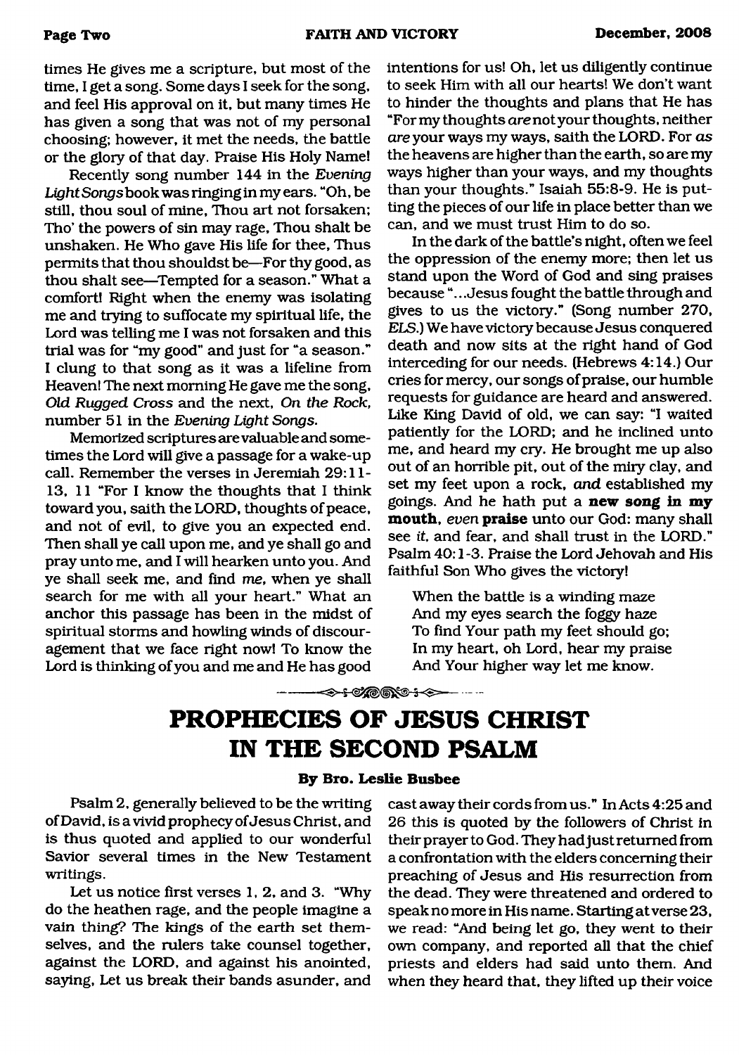times He gives me a scripture, but most of the time, I get a song. Some days I seek for the song, and feel His approval on it, but many times He has given a song that was not of my personal choosing; however, it met the needs, the battle or the glory of that day. Praise His Holy Name!

Recently song number 144 in the *Evening Light Songs* book was ringing in my ears. "Oh, be still, thou soul of mine, Thou art not forsaken; Tho' the powers of sin may rage, Thou shalt be unshaken. He Who gave His life for thee, Thus permits that thou shouldst be—For thy good, as thou shalt see—Tempted for a season." What a comfort! Right when the enemy was isolating me and trying to suffocate my spiritual life, the Lord was telling me I was not forsaken and this trial was for "my good" and just for "a season." I clung to that song as it was a lifeline from Heaven! The next morning He gave me the song, *Old Rugged Cross* and the next, *On the Rock*, number 51 in the *Evening Light Songs*.

Memorized scriptures are valuable and sometimes the Lord will give a passage for a wake-up call. Remember the verses in Jeremiah 29:11-13, 11 "For I know the thoughts that I think toward you, saith the LORD, thoughts of peace, and not of evil, to give you an expected end. Then shall ye call upon me, and ye shall go and pray unto me, and I will hearken unto you. And ye shall seek me, and find *me*, when ye shall search for me with all your heart." What an anchor this passage has been in the midst of spiritual storms and howling winds of discouragement that we face right now! To know the Lord is thinking of you and me and He has good intentions for us! Oh, let us diligently continue to seek Him with all our hearts! We don't want to hinder the thoughts and plans that He has "For my thoughts *are* not your thoughts, neither *are* your ways my ways, saith the LORD. For *as* the heavens are higher than the earth, so are my ways higher than your ways, and my thoughts than your thoughts." Isaiah 55:8-9. He is putting the pieces of our life in place better than we can, and we must trust Him to do so.

In the dark of the battle's night, often we feel the oppression of the enemy more; then let us stand upon the Word of God and sing praises because "...Jesus fought the battle through and gives to us the victory." (Song number 270, *ELS*.) We have victory because Jesus conquered death and now sits at the right hand of God interceding for our needs. (Hebrews 4:14.) Our cries for mercy, our songs of praise, our humble requests for guidance are heard and answered. Like King David of old, we can say: "I waited patiently for the LORD; and he inclined unto me, and heard my cry. He brought me up also out of an horrible pit, out of the miry clay, and set my feet upon a rock, *and* established my goings. And he hath put a **new song in my mouth**, *even* **praise** unto our God: many shall see *it*, and fear, and shall trust in the LORD." Psalm 40:1-3. Praise the Lord Jehovah and His faithful Son Who gives the victory!

When the battle is a winding maze  
And my eyes search the foggy haze  
To find Your path my feet should go;  
In my heart, oh Lord, hear my praise  
And Your higher way let me know.

# PROPHECIES OF JESUS CHRIST IN THE SECOND PSALM

**By Bro. Leslie Busbee**

Psalm 2, generally believed to be the writing of David, is a vivid prophecy of Jesus Christ, and is thus quoted and applied to our wonderful Savior several times in the New Testament writings.

Let us notice first verses 1, 2, and 3. "Why do the heathen rage, and the people imagine a vain thing? The kings of the earth set themselves, and the rulers take counsel together, against the LORD, and against his anointed, saying, Let us break their bands asunder, and cast away their cords from us." In Acts 4:25 and 26 this is quoted by the followers of Christ in their prayer to God. They had just returned from a confrontation with the elders concerning their preaching of Jesus and His resurrection from the dead. They were threatened and ordered to speak no more in His name. Starting at verse 23, we read: "And being let go, they went to their own company, and reported all that the chief priests and elders had said unto them. And when they heard that, they lifted up their voice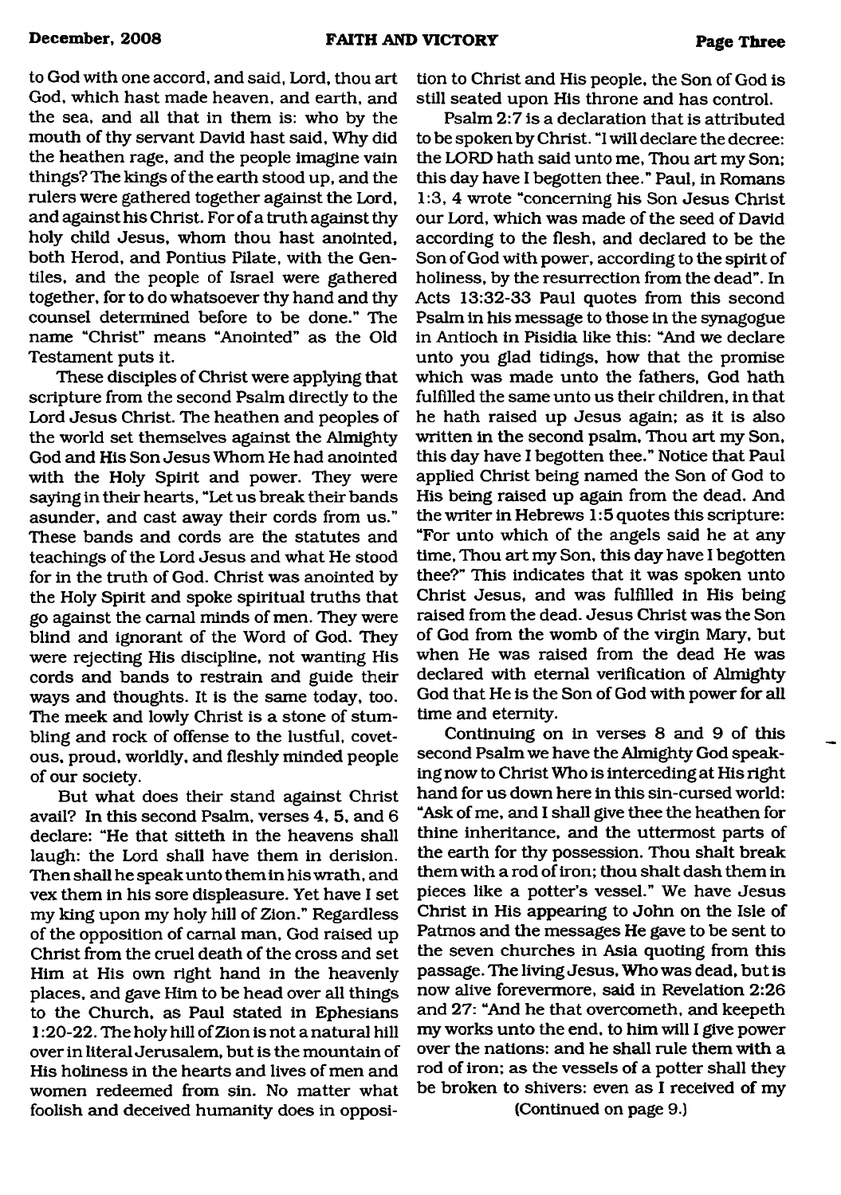to God with one accord, and said, Lord, thou art God, which hast made heaven, and earth, and the sea, and all that in them is: who by the mouth of thy servant David hast said, Why did the heathen rage, and the people imagine vain things? The kings of the earth stood up, and the rulers were gathered together against the Lord, and against his Christ. For of a truth against thy holy child Jesus, whom thou hast anointed, both Herod, and Pontius Pilate, with the Gentiles, and the people of Israel were gathered together, for to do whatsoever thy hand and thy counsel determined before to be done." The name "Christ" means "Anointed" as the Old Testament puts it.

These disciples of Christ were applying that scripture from the second Psalm directly to the Lord Jesus Christ. The heathen and peoples of the world set themselves against the Almighty God and His Son Jesus Whom He had anointed with the Holy Spirit and power. They were saying in their hearts, "Let us break their bands asunder, and cast away their cords from us." These bands and cords are the statutes and teachings of the Lord Jesus and what He stood for in the truth of God. Christ was anointed by the Holy Spirit and spoke spiritual truths that go against the carnal minds of men. They were blind and ignorant of the Word of God. They were rejecting His discipline, not wanting His cords and bands to restrain and guide their ways and thoughts. It is the same today, too. The meek and lowly Christ is a stone of stumbling and rock of offense to the lustful, covetous, proud, worldly, and fleshly minded people of our society.

But what does their stand against Christ avail? In this second Psalm, verses 4, 5, and 6 declare: "He that sitteth in the heavens shall laugh: the Lord shall have them in derision. Then shall he speak unto them in his wrath, and vex them in his sore displeasure. Yet have I set my king upon my holy hill of Zion." Regardless of the opposition of carnal man, God raised up Christ from the cruel death of the cross and set Him at His own right hand in the heavenly places, and gave Him to be head over all things to the Church, as Paul stated in Ephesians 1:20-22. The holy hill of Zion is not a natural hill over in literal Jerusalem, but is the mountain of His holiness in the hearts and lives of men and women redeemed from sin. No matter what foolish and deceived humanity does in opposition to Christ and His people, the Son of God is still seated upon His throne and has control.

Psalm 2:7 is a declaration that is attributed to be spoken by Christ. "I will declare the decree: the LORD hath said unto me, Thou art my Son; this day have I begotten thee." Paul, in Romans 1:3, 4 wrote "concerning his Son Jesus Christ our Lord, which was made of the seed of David according to the flesh, and declared to be the Son of God with power, according to the spirit of holiness, by the resurrection from the dead". In Acts 13:32-33 Paul quotes from this second Psalm in his message to those in the synagogue in Antioch in Pisidia like this: "And we declare unto you glad tidings, how that the promise which was made unto the fathers, God hath fulfilled the same unto us their children, in that he hath raised up Jesus again; as it is also written in the second psalm, Thou art my Son, this day have I begotten thee." Notice that Paul applied Christ being named the Son of God to His being raised up again from the dead. And the writer in Hebrews 1:5 quotes this scripture: "For unto which of the angels said he at any time, Thou art my Son, this day have I begotten thee?" This indicates that it was spoken unto Christ Jesus, and was fulfilled in His being raised from the dead. Jesus Christ was the Son of God from the womb of the virgin Mary, but when He was raised from the dead He was declared with eternal verification of Almighty God that He is the Son of God with power for all time and eternity.

Continuing on in verses 8 and 9 of this second Psalm we have the Almighty God speaking now to Christ Who is interceding at His right hand for us down here in this sin-cursed world: "Ask of me, and I shall give thee the heathen for thine inheritance, and the uttermost parts of the earth for thy possession. Thou shalt break them with a rod of iron; thou shalt dash them in pieces like a potter's vessel." We have Jesus Christ in His appearing to John on the Isle of Patmos and the messages He gave to be sent to the seven churches in Asia quoting from this passage. The living Jesus, Who was dead, but is now alive forevermore, said in Revelation 2:26 and 27: "And he that overcometh, and keepeth my works unto the end, to him will I give power over the nations: and he shall rule them with a rod of iron; as the vessels of a potter shall they be broken to shivers: even as I received of my

(Continued on page 9.)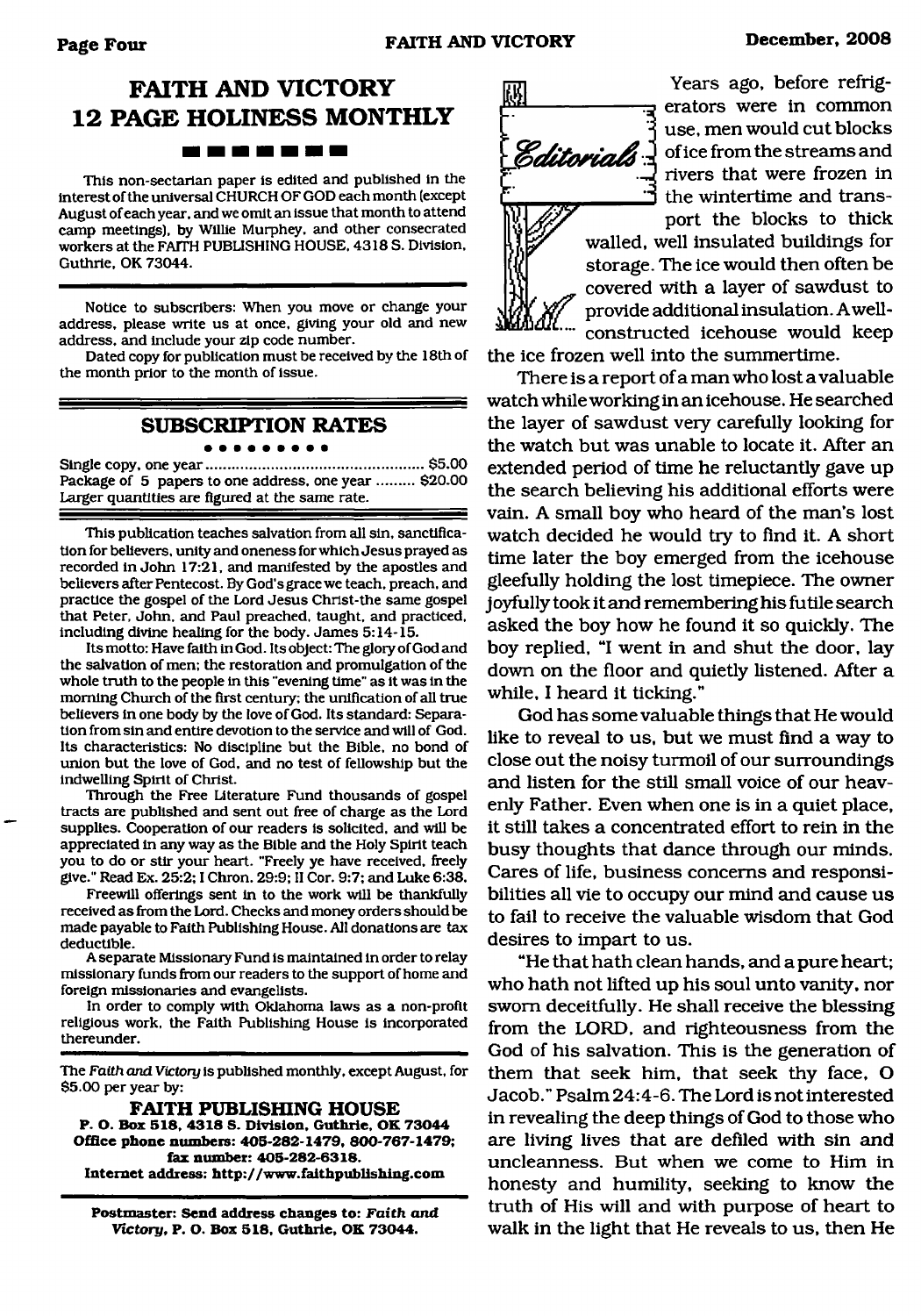# FAITH AND VICTORY 12 PAGE HOLINESS MONTHLY

This non-sectarian paper is edited and published in the interest of the universal CHURCH OF GOD each month (except August of each year, and we omit an issue that month to attend camp meetings), by Willie Murphey, and other consecrated workers at the FAITH PUBLISHING HOUSE, 4318 S. Division, Guthrie, OK 73044.

Notice to subscribers: When you move or change your address, please write us at once, giving your old and new address, and include your zip code number.

Dated copy for publication must be received by the 18th of the month prior to the month of issue.

## SUBSCRIPTION RATES

Single copy, one year .......................................... $5.00
Package of 5 papers to one address, one year ......... $20.00
Larger quantities are figured at the same rate.

This publication teaches salvation from all sin, sanctification for believers, unity and oneness for which Jesus prayed as recorded in John 17:21, and manifested by the apostles and believers after Pentecost. By God's grace we teach, preach, and practice the gospel of the Lord Jesus Christ-the same gospel that Peter, John, and Paul preached, taught, and practiced, including divine healing for the body. James 5:14-15.

Its motto: Have faith in God. Its object: The glory of God and the salvation of men; the restoration and promulgation of the whole truth to the people in this "evening time" as it was in the morning Church of the first century; the unification of all true believers in one body by the love of God. Its standard: Separation from sin and entire devotion to the service and will of God. Its characteristics: No discipline but the Bible, no bond of union but the love of God, and no test of fellowship but the indwelling Spirit of Christ.

Through the Free Literature Fund thousands of gospel tracts are published and sent out free of charge as the Lord supplies. Cooperation of our readers is solicited, and will be appreciated in any way as the Bible and the Holy Spirit teach you to do or stir your heart. "Freely ye have received, freely give." Read Ex. 25:2; I Chron. 29:9; II Cor. 9:7; and Luke 6:38.

Freewill offerings sent in to the work will be thankfully received as from the Lord. Checks and money orders should be made payable to Faith Publishing House. All donations are tax deductible.

A separate Missionary Fund is maintained in order to relay missionary funds from our readers to the support of home and foreign missionaries and evangelists.

In order to comply with Oklahoma laws as a non-profit religious work, the Faith Publishing House is incorporated thereunder.

The *Faith and Victory* is published monthly, except August, for $5.00 per year by:

**FAITH PUBLISHING HOUSE**
**P. O. Box 518, 4318 S. Division, Guthrie, OK 73044**
**Office phone numbers: 405-282-1479, 800-767-1479; fax number: 405-282-6318.**
**Internet address: http://www.faithpublishing.com**

**Postmaster: Send address changes to: *Faith and Victory*, P. O. Box 518, Guthrie, OK 73044.**

## Editorials

Years ago, before refrigerators were in common use, men would cut blocks of ice from the streams and rivers that were frozen in the wintertime and transport the blocks to thick walled, well insulated buildings for storage. The ice would then often be covered with a layer of sawdust to provide additional insulation. A well-constructed icehouse would keep the ice frozen well into the summertime.

There is a report of a man who lost a valuable watch while working in an icehouse. He searched the layer of sawdust very carefully looking for the watch but was unable to locate it. After an extended period of time he reluctantly gave up the search believing his additional efforts were vain. A small boy who heard of the man's lost watch decided he would try to find it. A short time later the boy emerged from the icehouse gleefully holding the lost timepiece. The owner joyfully took it and remembering his futile search asked the boy how he found it so quickly. The boy replied, "I went in and shut the door, lay down on the floor and quietly listened. After a while, I heard it ticking."

God has some valuable things that He would like to reveal to us, but we must find a way to close out the noisy turmoil of our surroundings and listen for the still small voice of our heavenly Father. Even when one is in a quiet place, it still takes a concentrated effort to rein in the busy thoughts that dance through our minds. Cares of life, business concerns and responsibilities all vie to occupy our mind and cause us to fail to receive the valuable wisdom that God desires to impart to us.

"He that hath clean hands, and a pure heart; who hath not lifted up his soul unto vanity, nor sworn deceitfully. He shall receive the blessing from the LORD, and righteousness from the God of his salvation. This is the generation of them that seek him, that seek thy face, O Jacob." Psalm 24:4-6. The Lord is not interested in revealing the deep things of God to those who are living lives that are defiled with sin and uncleanness. But when we come to Him in honesty and humility, seeking to know the truth of His will and with purpose of heart to walk in the light that He reveals to us, then He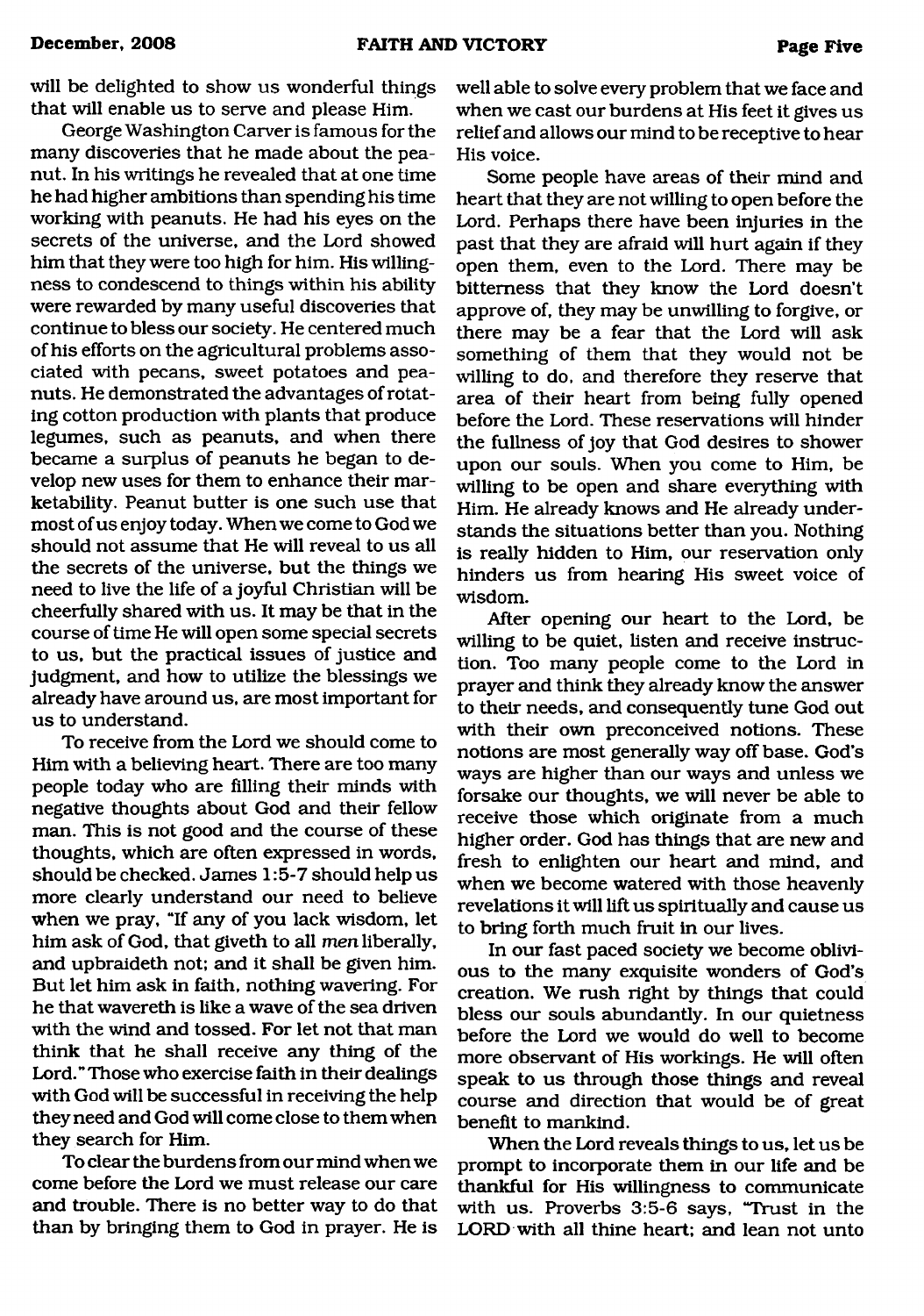will be delighted to show us wonderful things that will enable us to serve and please Him.

George Washington Carver is famous for the many discoveries that he made about the peanut. In his writings he revealed that at one time he had higher ambitions than spending his time working with peanuts. He had his eyes on the secrets of the universe, and the Lord showed him that they were too high for him. His willingness to condescend to things within his ability were rewarded by many useful discoveries that continue to bless our society. He centered much of his efforts on the agricultural problems associated with pecans, sweet potatoes and peanuts. He demonstrated the advantages of rotating cotton production with plants that produce legumes, such as peanuts, and when there became a surplus of peanuts he began to develop new uses for them to enhance their marketability. Peanut butter is one such use that most of us enjoy today. When we come to God we should not assume that He will reveal to us all the secrets of the universe, but the things we need to live the life of a joyful Christian will be cheerfully shared with us. It may be that in the course of time He will open some special secrets to us, but the practical issues of justice and judgment, and how to utilize the blessings we already have around us, are most important for us to understand.

To receive from the Lord we should come to Him with a believing heart. There are too many people today who are filling their minds with negative thoughts about God and their fellow man. This is not good and the course of these thoughts, which are often expressed in words, should be checked. James 1:5-7 should help us more clearly understand our need to believe when we pray, "If any of you lack wisdom, let him ask of God, that giveth to all *men* liberally, and upbraideth not; and it shall be given him. But let him ask in faith, nothing wavering. For he that wavereth is like a wave of the sea driven with the wind and tossed. For let not that man think that he shall receive any thing of the Lord." Those who exercise faith in their dealings with God will be successful in receiving the help they need and God will come close to them when they search for Him.

To clear the burdens from our mind when we come before the Lord we must release our care and trouble. There is no better way to do that than by bringing them to God in prayer. He is well able to solve every problem that we face and when we cast our burdens at His feet it gives us relief and allows our mind to be receptive to hear His voice.

Some people have areas of their mind and heart that they are not willing to open before the Lord. Perhaps there have been injuries in the past that they are afraid will hurt again if they open them, even to the Lord. There may be bitterness that they know the Lord doesn't approve of, they may be unwilling to forgive, or there may be a fear that the Lord will ask something of them that they would not be willing to do, and therefore they reserve that area of their heart from being fully opened before the Lord. These reservations will hinder the fullness of joy that God desires to shower upon our souls. When you come to Him, be willing to be open and share everything with Him. He already knows and He already understands the situations better than you. Nothing is really hidden to Him, our reservation only hinders us from hearing His sweet voice of wisdom.

After opening our heart to the Lord, be willing to be quiet, listen and receive instruction. Too many people come to the Lord in prayer and think they already know the answer to their needs, and consequently tune God out with their own preconceived notions. These notions are most generally way off base. God's ways are higher than our ways and unless we forsake our thoughts, we will never be able to receive those which originate from a much higher order. God has things that are new and fresh to enlighten our heart and mind, and when we become watered with those heavenly revelations it will lift us spiritually and cause us to bring forth much fruit in our lives.

In our fast paced society we become oblivious to the many exquisite wonders of God's creation. We rush right by things that could bless our souls abundantly. In our quietness before the Lord we would do well to become more observant of His workings. He will often speak to us through those things and reveal course and direction that would be of great benefit to mankind.

When the Lord reveals things to us, let us be prompt to incorporate them in our life and be thankful for His willingness to communicate with us. Proverbs 3:5-6 says, "Trust in the LORD with all thine heart; and lean not unto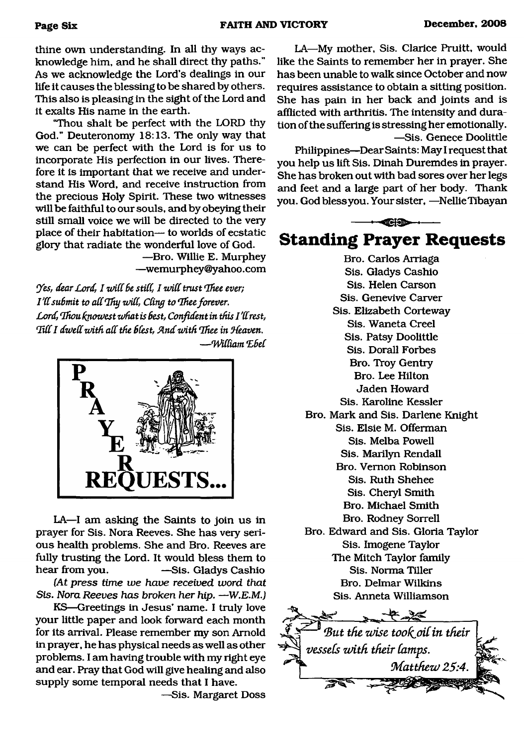thine own understanding. In all thy ways acknowledge him, and he shall direct thy paths." As we acknowledge the Lord's dealings in our life it causes the blessing to be shared by others. This also is pleasing in the sight of the Lord and it exalts His name in the earth.

"Thou shalt be perfect with the LORD thy God." Deuteronomy 18:13. The only way that we can be perfect with the Lord is for us to incorporate His perfection in our lives. Therefore it is important that we receive and understand His Word, and receive instruction from the precious Holy Spirit. These two witnesses will be faithful to our souls, and by obeying their still small voice we will be directed to the very place of their habitation— to worlds of ecstatic glory that radiate the wonderful love of God.

—Bro. Willie E. Murphey
—wemurphey@yahoo.com

*Yes, dear Lord, I will be still, I will trust Thee ever;*
*I'll submit to all Thy will, Cling to Thee forever.*
*Lord, Thou knowest what is best, Confident in this I'll rest,*
*Till I dwell with all the blest, And with Thee in Heaven.*
*—William Ebel*

## PRAYER REQUESTS...

LA—I am asking the Saints to join us in prayer for Sis. Nora Reeves. She has very serious health problems. She and Bro. Reeves are fully trusting the Lord. It would bless them to hear from you. —Sis. Gladys Cashio

*(At press time we have received word that Sis. Nora Reeves has broken her hip. —W.E.M.)*

KS—Greetings in Jesus' name. I truly love your little paper and look forward each month for its arrival. Please remember my son Arnold in prayer, he has physical needs as well as other problems. I am having trouble with my right eye and ear. Pray that God will give healing and also supply some temporal needs that I have.

—Sis. Margaret Doss

LA—My mother, Sis. Clarice Pruitt, would like the Saints to remember her in prayer. She has been unable to walk since October and now requires assistance to obtain a sitting position. She has pain in her back and joints and is afflicted with arthritis. The intensity and duration of the suffering is stressing her emotionally.

—Sis. Genece Doolittle

Philippines—Dear Saints: May I request that you help us lift Sis. Dinah Duremdes in prayer. She has broken out with bad sores over her legs and feet and a large part of her body. Thank you. God bless you. Your sister, —Nellie Tibayan

## Standing Prayer Requests

Bro. Carlos Arriaga
Sis. Gladys Cashio
Sis. Helen Carson
Sis. Genevive Carver
Sis. Elizabeth Corteway
Sis. Waneta Creel
Sis. Patsy Doolittle
Sis. Dorall Forbes
Bro. Troy Gentry
Bro. Lee Hilton
Jaden Howard
Sis. Karoline Kessler
Bro. Mark and Sis. Darlene Knight
Sis. Elsie M. Offerman
Sis. Melba Powell
Sis. Marilyn Rendall
Bro. Vernon Robinson
Sis. Ruth Shehee
Sis. Cheryl Smith
Bro. Michael Smith
Bro. Rodney Sorrell
Bro. Edward and Sis. Gloria Taylor
Sis. Imogene Taylor
The Mitch Taylor family
Sis. Norma Tiller
Bro. Delmar Wilkins
Sis. Anneta Williamson

*But the wise took oil in their vessels with their lamps.*
*Matthew 25:4.*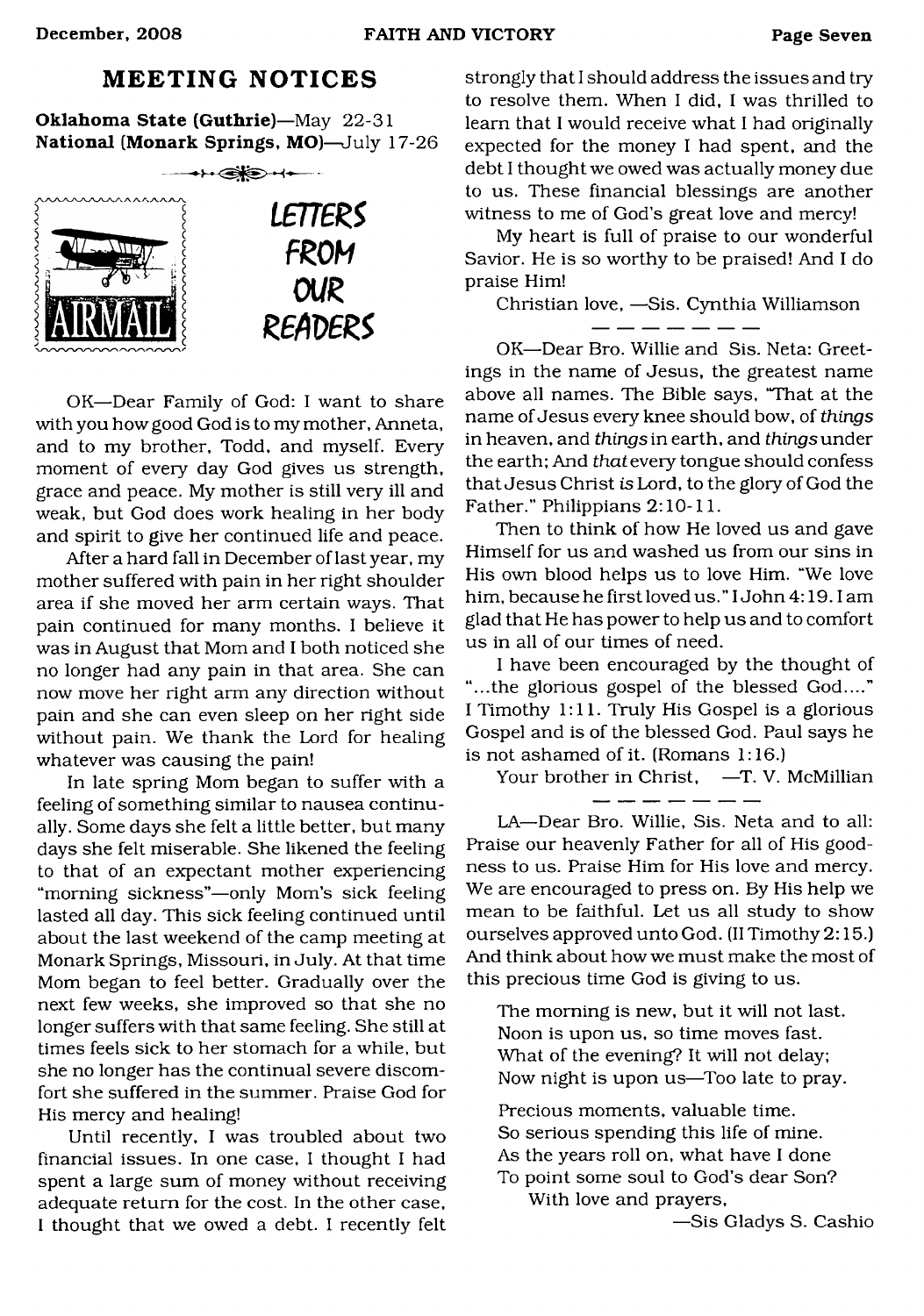## MEETING NOTICES

**Oklahoma State (Guthrie)**—May 22-31
**National (Monark Springs, MO)**—July 17-26

## LETTERS FROM OUR READERS

OK—Dear Family of God: I want to share with you how good God is to my mother, Anneta, and to my brother, Todd, and myself. Every moment of every day God gives us strength, grace and peace. My mother is still very ill and weak, but God does work healing in her body and spirit to give her continued life and peace.

After a hard fall in December of last year, my mother suffered with pain in her right shoulder area if she moved her arm certain ways. That pain continued for many months. I believe it was in August that Mom and I both noticed she no longer had any pain in that area. She can now move her right arm any direction without pain and she can even sleep on her right side without pain. We thank the Lord for healing whatever was causing the pain!

In late spring Mom began to suffer with a feeling of something similar to nausea continually. Some days she felt a little better, but many days she felt miserable. She likened the feeling to that of an expectant mother experiencing "morning sickness"—only Mom's sick feeling lasted all day. This sick feeling continued until about the last weekend of the camp meeting at Monark Springs, Missouri, in July. At that time Mom began to feel better. Gradually over the next few weeks, she improved so that she no longer suffers with that same feeling. She still at times feels sick to her stomach for a while, but she no longer has the continual severe discomfort she suffered in the summer. Praise God for His mercy and healing!

Until recently, I was troubled about two financial issues. In one case, I thought I had spent a large sum of money without receiving adequate return for the cost. In the other case, I thought that we owed a debt. I recently felt strongly that I should address the issues and try to resolve them. When I did, I was thrilled to learn that I would receive what I had originally expected for the money I had spent, and the debt I thought we owed was actually money due to us. These financial blessings are another witness to me of God's great love and mercy!

My heart is full of praise to our wonderful Savior. He is so worthy to be praised! And I do praise Him!

Christian love, —Sis. Cynthia Williamson

— — — — — — —

OK—Dear Bro. Willie and Sis. Neta: Greetings in the name of Jesus, the greatest name above all names. The Bible says, "That at the name of Jesus every knee should bow, of *things* in heaven, and *things* in earth, and *things* under the earth; And *that* every tongue should confess that Jesus Christ *is* Lord, to the glory of God the Father." Philippians 2:10-11.

Then to think of how He loved us and gave Himself for us and washed us from our sins in His own blood helps us to love Him. "We love him, because he first loved us." I John 4:19. I am glad that He has power to help us and to comfort us in all of our times of need.

I have been encouraged by the thought of "...the glorious gospel of the blessed God...." I Timothy 1:11. Truly His Gospel is a glorious Gospel and is of the blessed God. Paul says he is not ashamed of it. (Romans 1:16.)

Your brother in Christ, —T. V. McMillian

— — — — — — —

LA—Dear Bro. Willie, Sis. Neta and to all: Praise our heavenly Father for all of His goodness to us. Praise Him for His love and mercy. We are encouraged to press on. By His help we mean to be faithful. Let us all study to show ourselves approved unto God. (II Timothy 2:15.) And think about how we must make the most of this precious time God is giving to us.

> The morning is new, but it will not last.
> Noon is upon us, so time moves fast.
> What of the evening? It will not delay;
> Now night is upon us—Too late to pray.
>
> Precious moments, valuable time.
> So serious spending this life of mine.
> As the years roll on, what have I done
> To point some soul to God's dear Son?

With love and prayers,

—Sis Gladys S. Cashio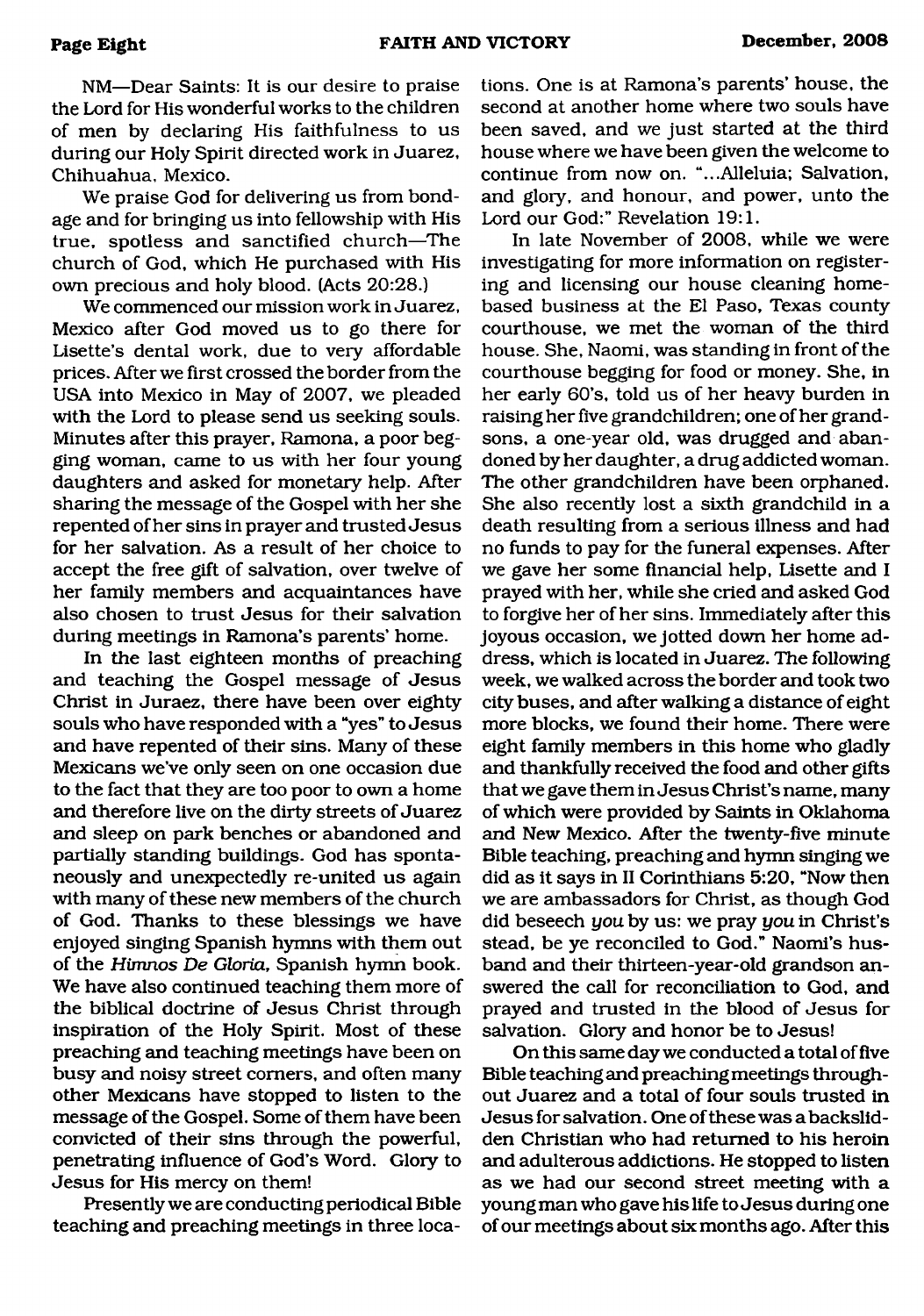NM—Dear Saints: It is our desire to praise the Lord for His wonderful works to the children of men by declaring His faithfulness to us during our Holy Spirit directed work in Juarez, Chihuahua, Mexico.

We praise God for delivering us from bondage and for bringing us into fellowship with His true, spotless and sanctified church—The church of God, which He purchased with His own precious and holy blood. (Acts 20:28.)

We commenced our mission work in Juarez, Mexico after God moved us to go there for Lisette's dental work, due to very affordable prices. After we first crossed the border from the USA into Mexico in May of 2007, we pleaded with the Lord to please send us seeking souls. Minutes after this prayer, Ramona, a poor begging woman, came to us with her four young daughters and asked for monetary help. After sharing the message of the Gospel with her she repented of her sins in prayer and trusted Jesus for her salvation. As a result of her choice to accept the free gift of salvation, over twelve of her family members and acquaintances have also chosen to trust Jesus for their salvation during meetings in Ramona's parents' home.

In the last eighteen months of preaching and teaching the Gospel message of Jesus Christ in Juraez, there have been over eighty souls who have responded with a "yes" to Jesus and have repented of their sins. Many of these Mexicans we've only seen on one occasion due to the fact that they are too poor to own a home and therefore live on the dirty streets of Juarez and sleep on park benches or abandoned and partially standing buildings. God has spontaneously and unexpectedly re-united us again with many of these new members of the church of God. Thanks to these blessings we have enjoyed singing Spanish hymns with them out of the *Himnos De Gloria*, Spanish hymn book. We have also continued teaching them more of the biblical doctrine of Jesus Christ through inspiration of the Holy Spirit. Most of these preaching and teaching meetings have been on busy and noisy street corners, and often many other Mexicans have stopped to listen to the message of the Gospel. Some of them have been convicted of their sins through the powerful, penetrating influence of God's Word. Glory to Jesus for His mercy on them!

Presently we are conducting periodical Bible teaching and preaching meetings in three locations. One is at Ramona's parents' house, the second at another home where two souls have been saved, and we just started at the third house where we have been given the welcome to continue from now on. "...Alleluia; Salvation, and glory, and honour, and power, unto the Lord our God:" Revelation 19:1.

In late November of 2008, while we were investigating for more information on registering and licensing our house cleaning home-based business at the El Paso, Texas county courthouse, we met the woman of the third house. She, Naomi, was standing in front of the courthouse begging for food or money. She, in her early 60's, told us of her heavy burden in raising her five grandchildren; one of her grandsons, a one-year old, was drugged and abandoned by her daughter, a drug addicted woman. The other grandchildren have been orphaned. She also recently lost a sixth grandchild in a death resulting from a serious illness and had no funds to pay for the funeral expenses. After we gave her some financial help, Lisette and I prayed with her, while she cried and asked God to forgive her of her sins. Immediately after this joyous occasion, we jotted down her home address, which is located in Juarez. The following week, we walked across the border and took two city buses, and after walking a distance of eight more blocks, we found their home. There were eight family members in this home who gladly and thankfully received the food and other gifts that we gave them in Jesus Christ's name, many of which were provided by Saints in Oklahoma and New Mexico. After the twenty-five minute Bible teaching, preaching and hymn singing we did as it says in II Corinthians 5:20, "Now then we are ambassadors for Christ, as though God did beseech *you* by us: we pray *you* in Christ's stead, be ye reconciled to God." Naomi's husband and their thirteen-year-old grandson answered the call for reconciliation to God, and prayed and trusted in the blood of Jesus for salvation. Glory and honor be to Jesus!

On this same day we conducted a total of five Bible teaching and preaching meetings throughout Juarez and a total of four souls trusted in Jesus for salvation. One of these was a backslidden Christian who had returned to his heroin and adulterous addictions. He stopped to listen as we had our second street meeting with a young man who gave his life to Jesus during one of our meetings about six months ago. After this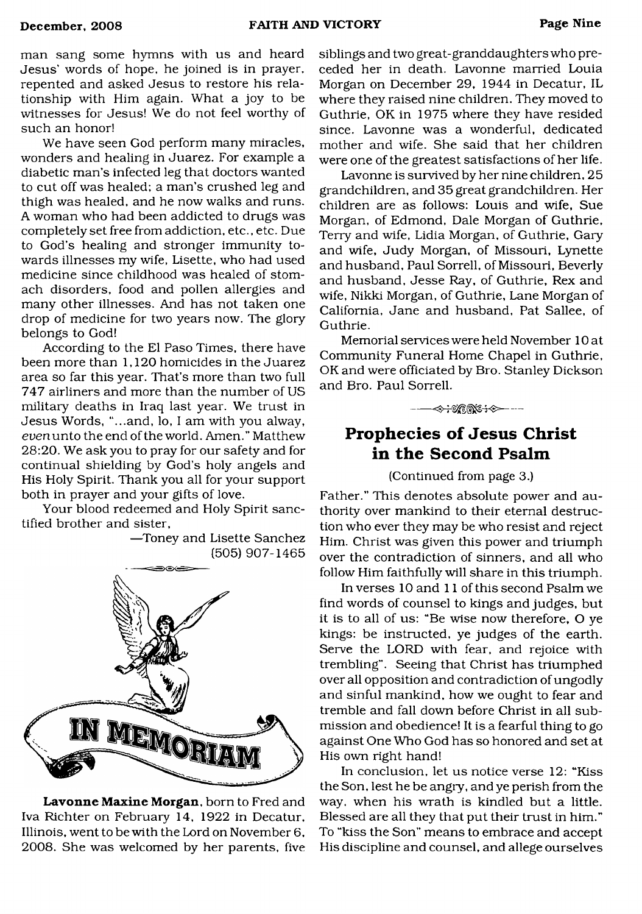man sang some hymns with us and heard Jesus' words of hope, he joined is in prayer, repented and asked Jesus to restore his relationship with Him again. What a joy to be witnesses for Jesus! We do not feel worthy of such an honor!

We have seen God perform many miracles, wonders and healing in Juarez. For example a diabetic man's infected leg that doctors wanted to cut off was healed; a man's crushed leg and thigh was healed, and he now walks and runs. A woman who had been addicted to drugs was completely set free from addiction, etc., etc. Due to God's healing and stronger immunity towards illnesses my wife, Lisette, who had used medicine since childhood was healed of stomach disorders, food and pollen allergies and many other illnesses. And has not taken one drop of medicine for two years now. The glory belongs to God!

According to the El Paso Times, there have been more than 1,120 homicides in the Juarez area so far this year. That's more than two full 747 airliners and more than the number of US military deaths in Iraq last year. We trust in Jesus Words, "...and, lo, I am with you alway, *even* unto the end of the world. Amen." Matthew 28:20. We ask you to pray for our safety and for continual shielding by God's holy angels and His Holy Spirit. Thank you all for your support both in prayer and your gifts of love.

Your blood redeemed and Holy Spirit sanctified brother and sister,

—Toney and Lisette Sanchez
(505) 907-1465

## IN MEMORIAM

**Lavonne Maxine Morgan**, born to Fred and Iva Richter on February 14, 1922 in Decatur, Illinois, went to be with the Lord on November 6, 2008. She was welcomed by her parents, five siblings and two great-granddaughters who preceded her in death. Lavonne married Louia Morgan on December 29, 1944 in Decatur, IL where they raised nine children. They moved to Guthrie, OK in 1975 where they have resided since. Lavonne was a wonderful, dedicated mother and wife. She said that her children were one of the greatest satisfactions of her life.

Lavonne is survived by her nine children, 25 grandchildren, and 35 great grandchildren. Her children are as follows: Louis and wife, Sue Morgan, of Edmond, Dale Morgan of Guthrie, Terry and wife, Lidia Morgan, of Guthrie, Gary and wife, Judy Morgan, of Missouri, Lynette and husband, Paul Sorrell, of Missouri, Beverly and husband, Jesse Ray, of Guthrie, Rex and wife, Nikki Morgan, of Guthrie, Lane Morgan of California, Jane and husband, Pat Sallee, of Guthrie.

Memorial services were held November 10 at Community Funeral Home Chapel in Guthrie, OK and were officiated by Bro. Stanley Dickson and Bro. Paul Sorrell.

## Prophecies of Jesus Christ in the Second Psalm

(Continued from page 3.)

Father." This denotes absolute power and authority over mankind to their eternal destruction who ever they may be who resist and reject Him. Christ was given this power and triumph over the contradiction of sinners, and all who follow Him faithfully will share in this triumph.

In verses 10 and 11 of this second Psalm we find words of counsel to kings and judges, but it is to all of us: "Be wise now therefore, O ye kings: be instructed, ye judges of the earth. Serve the LORD with fear, and rejoice with trembling". Seeing that Christ has triumphed over all opposition and contradiction of ungodly and sinful mankind, how we ought to fear and tremble and fall down before Christ in all submission and obedience! It is a fearful thing to go against One Who God has so honored and set at His own right hand!

In conclusion, let us notice verse 12: "Kiss the Son, lest he be angry, and ye perish from the way, when his wrath is kindled but a little. Blessed are all they that put their trust in him." To "kiss the Son" means to embrace and accept His discipline and counsel, and allege ourselves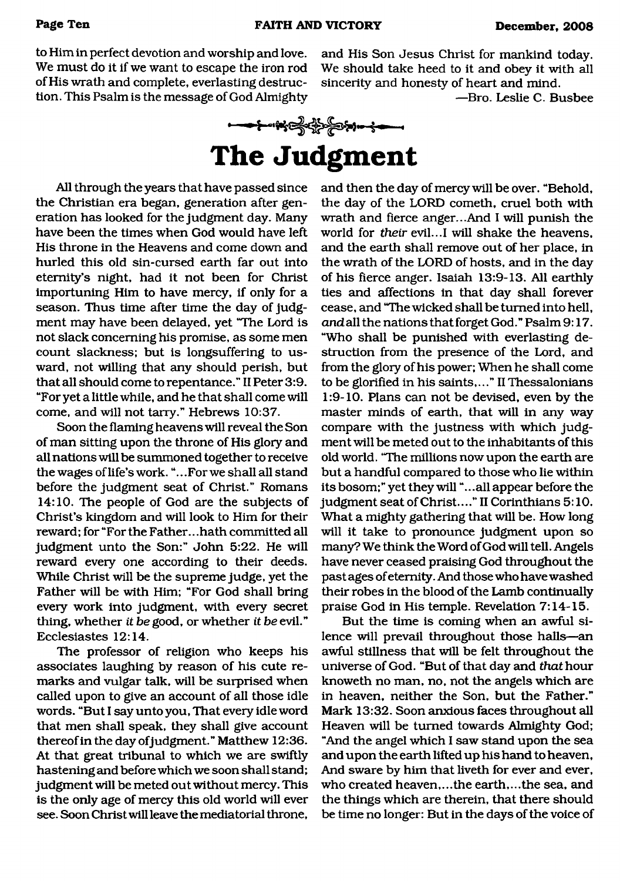to Him in perfect devotion and worship and love. We must do it if we want to escape the iron rod of His wrath and complete, everlasting destruction. This Psalm is the message of God Almighty and His Son Jesus Christ for mankind today. We should take heed to it and obey it with all sincerity and honesty of heart and mind.

—Bro. Leslie C. Busbee

# The Judgment

All through the years that have passed since the Christian era began, generation after generation has looked for the judgment day. Many have been the times when God would have left His throne in the Heavens and come down and hurled this old sin-cursed earth far out into eternity's night, had it not been for Christ importuning Him to have mercy, if only for a season. Thus time after time the day of judgment may have been delayed, yet "The Lord is not slack concerning his promise, as some men count slackness; but is longsuffering to usward, not willing that any should perish, but that all should come to repentance." II Peter 3:9. "For yet a little while, and he that shall come will come, and will not tarry." Hebrews 10:37.

Soon the flaming heavens will reveal the Son of man sitting upon the throne of His glory and all nations will be summoned together to receive the wages of life's work. "...For we shall all stand before the judgment seat of Christ." Romans 14:10. The people of God are the subjects of Christ's kingdom and will look to Him for their reward; for "For the Father...hath committed all judgment unto the Son:" John 5:22. He will reward every one according to their deeds. While Christ will be the supreme judge, yet the Father will be with Him; "For God shall bring every work into judgment, with every secret thing, whether *it be* good, or whether *it be* evil." Ecclesiastes 12:14.

The professor of religion who keeps his associates laughing by reason of his cute remarks and vulgar talk, will be surprised when called upon to give an account of all those idle words. "But I say unto you, That every idle word that men shall speak, they shall give account thereof in the day of judgment." Matthew 12:36. At that great tribunal to which we are swiftly hastening and before which we soon shall stand; judgment will be meted out without mercy. This is the only age of mercy this old world will ever see. Soon Christ will leave the mediatorial throne, and then the day of mercy will be over. "Behold, the day of the LORD cometh, cruel both with wrath and fierce anger...And I will punish the world for *their* evil...I will shake the heavens, and the earth shall remove out of her place, in the wrath of the LORD of hosts, and in the day of his fierce anger. Isaiah 13:9-13. All earthly ties and affections in that day shall forever cease, and "The wicked shall be turned into hell, *and* all the nations that forget God." Psalm 9:17. "Who shall be punished with everlasting destruction from the presence of the Lord, and from the glory of his power; When he shall come to be glorified in his saints,..." II Thessalonians 1:9-10. Plans can not be devised, even by the master minds of earth, that will in any way compare with the justness with which judgment will be meted out to the inhabitants of this old world. "The millions now upon the earth are but a handful compared to those who lie within its bosom;" yet they will "...all appear before the judgment seat of Christ...." II Corinthians 5:10. What a mighty gathering that will be. How long will it take to pronounce judgment upon so many? We think the Word of God will tell. Angels have never ceased praising God throughout the past ages of eternity. And those who have washed their robes in the blood of the Lamb continually praise God in His temple. Revelation 7:14-15.

But the time is coming when an awful silence will prevail throughout those halls—an awful stillness that will be felt throughout the universe of God. "But of that day and *that* hour knoweth no man, no, not the angels which are in heaven, neither the Son, but the Father." Mark 13:32. Soon anxious faces throughout all Heaven will be turned towards Almighty God; "And the angel which I saw stand upon the sea and upon the earth lifted up his hand to heaven, And sware by him that liveth for ever and ever, who created heaven,...the earth,...the sea, and the things which are therein, that there should be time no longer: But in the days of the voice of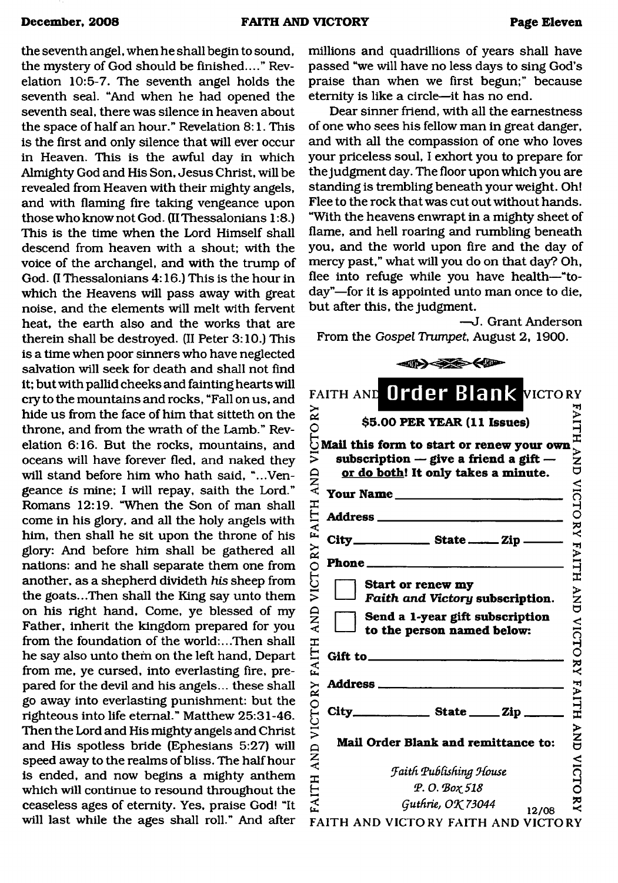the seventh angel, when he shall begin to sound, the mystery of God should be finished...." Revelation 10:5-7. The seventh angel holds the seventh seal. "And when he had opened the seventh seal, there was silence in heaven about the space of half an hour." Revelation 8:1. This is the first and only silence that will ever occur in Heaven. This is the awful day in which Almighty God and His Son, Jesus Christ, will be revealed from Heaven with their mighty angels, and with flaming fire taking vengeance upon those who know not God. (II Thessalonians 1:8.) This is the time when the Lord Himself shall descend from heaven with a shout; with the voice of the archangel, and with the trump of God. (I Thessalonians 4:16.) This is the hour in which the Heavens will pass away with great noise, and the elements will melt with fervent heat, the earth also and the works that are therein shall be destroyed. (II Peter 3:10.) This is a time when poor sinners who have neglected salvation will seek for death and shall not find it; but with pallid cheeks and fainting hearts will cry to the mountains and rocks, "Fall on us, and hide us from the face of him that sitteth on the throne, and from the wrath of the Lamb." Revelation 6:16. But the rocks, mountains, and oceans will have forever fled, and naked they will stand before him who hath said, "...Vengeance *is* mine; I will repay, saith the Lord." Romans 12:19. "When the Son of man shall come in his glory, and all the holy angels with him, then shall he sit upon the throne of his glory: And before him shall be gathered all nations: and he shall separate them one from another, as a shepherd divideth *his* sheep from the goats...Then shall the King say unto them on his right hand, Come, ye blessed of my Father, inherit the kingdom prepared for you from the foundation of the world:...Then shall he say also unto them on the left hand, Depart from me, ye cursed, into everlasting fire, prepared for the devil and his angels... these shall go away into everlasting punishment: but the righteous into life eternal." Matthew 25:31-46. Then the Lord and His mighty angels and Christ and His spotless bride (Ephesians 5:27) will speed away to the realms of bliss. The half hour is ended, and now begins a mighty anthem which will continue to resound throughout the ceaseless ages of eternity. Yes, praise God! "It will last while the ages shall roll." And after millions and quadrillions of years shall have passed "we will have no less days to sing God's praise than when we first begun;" because eternity is like a circle—it has no end.

Dear sinner friend, with all the earnestness of one who sees his fellow man in great danger, and with all the compassion of one who loves your priceless soul, I exhort you to prepare for the judgment day. The floor upon which you are standing is trembling beneath your weight. Oh! Flee to the rock that was cut out without hands. "With the heavens enwrapt in a mighty sheet of flame, and hell roaring and rumbling beneath you, and the world upon fire and the day of mercy past," what will you do on that day? Oh, flee into refuge while you have health—"today"—for it is appointed unto man once to die, but after this, the judgment.

—J. Grant Anderson

From the *Gospel Trumpet*, August 2, 1900.

## FAITH AND VICTORY Order Blank

**$5.00 PER YEAR (11 Issues)**

**Mail this form to start or renew your own subscription — give a friend a gift — or do both! It only takes a minute.**

**Your Name** ____________________

**Address** ____________________

**City** ________ **State** ____ **Zip** ______

**Phone** ____________________

☐ **Start or renew my *Faith and Victory* subscription.**

☐ **Send a 1-year gift subscription to the person named below:**

**Gift to** ____________________

**Address** ____________________

**City** ________ **State** ____ **Zip** ______

**Mail Order Blank and remittance to:**

*Faith Publishing House*
*P. O. Box 518*
*Guthrie, OK 73044*

12/08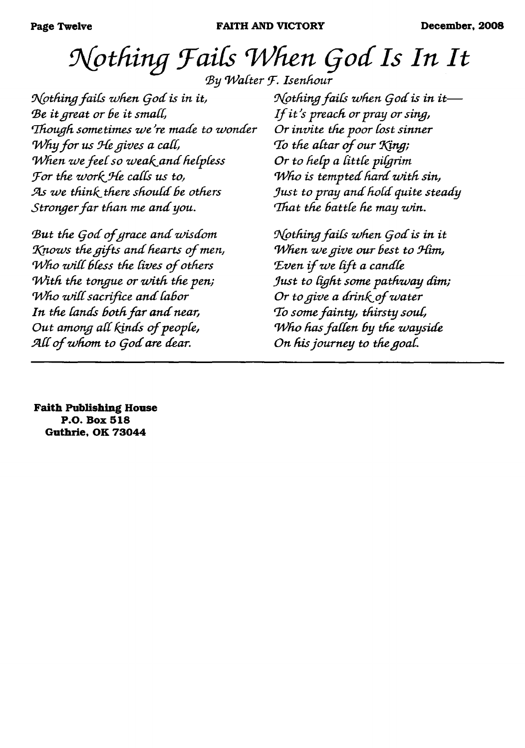# *Nothing Fails When God Is In It*

*By Walter F. Isenhour*

*Nothing fails when God is in it,*
*Be it great or be it small,*
*Though sometimes we're made to wonder*
*Why for us He gives a call,*
*When we feel so weak and helpless*
*For the work He calls us to,*
*As we think there should be others*
*Stronger far than me and you.*

*But the God of grace and wisdom*
*Knows the gifts and hearts of men,*
*Who will bless the lives of others*
*With the tongue or with the pen;*
*Who will sacrifice and labor*
*In the lands both far and near,*
*Out among all kinds of people,*
*All of whom to God are dear.*

*Nothing fails when God is in it—*
*If it's preach or pray or sing,*
*Or invite the poor lost sinner*
*To the altar of our King;*
*Or to help a little pilgrim*
*Who is tempted hard with sin,*
*Just to pray and hold quite steady*
*That the battle he may win.*

*Nothing fails when God is in it*
*When we give our best to Him,*
*Even if we lift a candle*
*Just to light some pathway dim;*
*Or to give a drink of water*
*To some fainty, thirsty soul,*
*Who has fallen by the wayside*
*On his journey to the goal.*

---

**Faith Publishing House**
**P.O. Box 518**
**Guthrie, OK 73044**